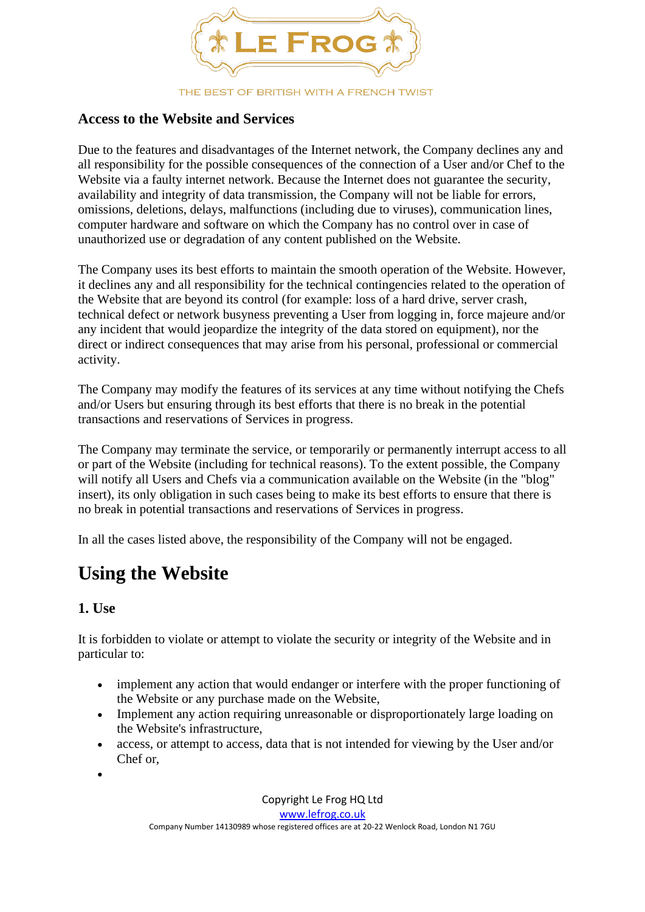### Access to the Website and Services

Due to the features and disadvantages of the Internet network, the Company declines any and all responsibility for the possible consequences of the connection of a User and/or Chef to the Website via a faulty internet network. Because the Internet does not guarantee the security, availability and integrity of data transmission, the Company will not be liable for errors, omissions, deletions, delays, malfunctions (including due to viruses), communication lines, computer hardware and software on which the Company has no control over in case of unauthorized use or degradation of any content published on the Website.

The Company uses its best efforts to maintain the smooth operation of the Website. However, it declines any and all responsibility for the technical contingencies related to the operation of the Website that are beyond its control (for example: loss of a hard drive, server crash, technical defect or network busyness preventing a User from logging in, force majeure and/or any incident that would jeopardize the integrity of the data stored on equipment), nor the direct or indirect consequences that may arise from his personal, professional or commercial activity.

The Company may modify the features of its services at any time without notifying the Chefs and/or Users but ensuring through its best efforts that there is no break in the potential transactions and reservations of Services in progress.

The Company may terminate the service, or temporarily or permanently interrupt access to all or part of the Website (including for technical reasons). To the extent possible, the Company will notify all Users and Chefs via a communication available on the Website (in the "blog" insert), its only obligation in such cases being to make its best efforts to ensure that there is no break in potential transactions and reservations of Services in progress.

In all the cases listed above, the responsibility of the Company will not be engaged.

## Using the Website

### 1. Use

It is forbidden to violate or attempt to violate the security or integrity of the Website and in particular to:

- implement any action that would endanger or interfere with the proper functioning of the Website or any purchase made on the Website,
- Implement any action requiring unreasonable or disproportionately large loading on the Website's infrastructure,
- access, or attempt to access, data that is not intended for viewing by the User and/or Chef or,
-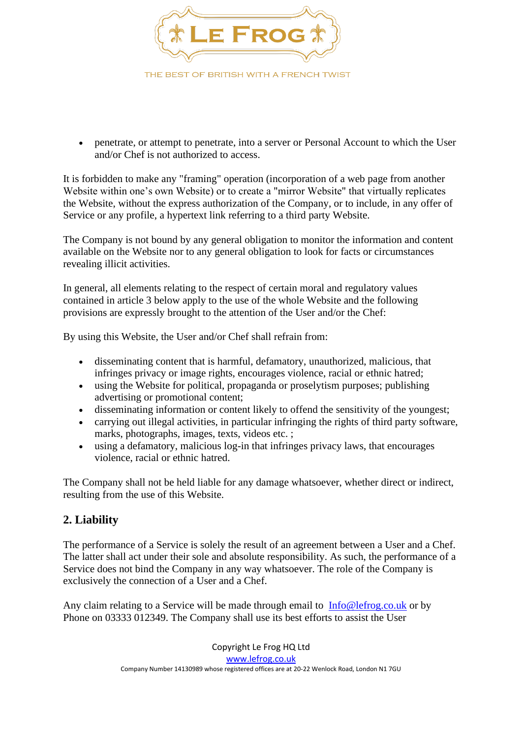- penetrate, or attempt to penetrate, into a server or Personal Account to which the User and/or Chef is not authorized to access.

It is forbidden to make any "framing" operation (incorporation of a web page from another Website within one's own Website) or to create a "mirror Website" that virtually replicates the Website, without the express authorization of the Company, or to include, in any offer of Service or any profile, a hypertext link referring to a third party Website.

The Company is not bound by any general obligation to monitor the information and content available on the Website nor to any general obligation to look for facts or circumstances revealing illicit activities.

In general, all elements relating to the respect of certain moral and regulatory values contained in article 3 below apply to the use of the whole Website and the following provisions are expressly brought to the attention of the User and/or the Chef:

By using this Website, the User and/or Chef shall refrain from:

- disseminating content that is harmful, defamatory, unauthorized, malicious, that infringes privacy or image rights, encourages violence, racial or ethnic hatred;
- using the Website for political, propaganda or proselytism purposes; publishing advertising or promotional content;
- disseminating information or content likely to offend the sensitivity of the youngest;
- carrying out illegal activities, in particular infringing the rights of third party software, marks, photographs, images, texts, videos etc. ;
- using a defamatory, malicious log-in that infringes privacy laws, that encourages violence, racial or ethnic hatred.

The Company shall not be held liable for any damage whatsoever, whether direct or indirect, resulting from the use of this Website.

## 2. Liability

The performance of a Service is solely the result of an agreement between a User and a Chef. The latter shall act under their sole and absolute responsibility. As such, the performance of a Service does not bind the Company in any way whatsoever. The role of the Company is exclusively the connection of a User and a Chef.

Any claim relating to a Service will be made through email to Info@lefrog.co.uk or by Phone on 03333 012349. The Company shall use its best efforts to assist the User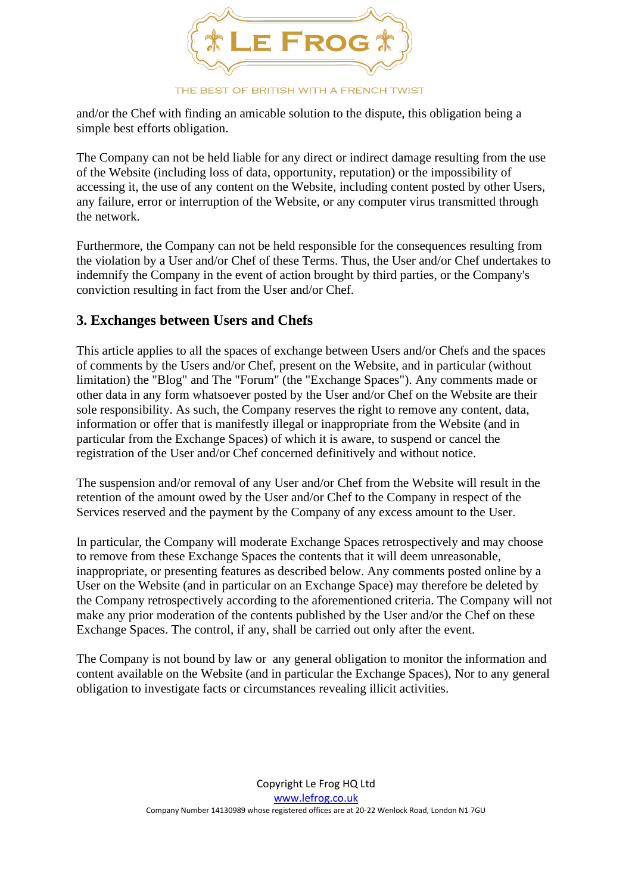and/or the Chef with finding an amicable solution to the dispute, this obligation being a simple best efforts obligation.

The Company can not be held liable for any direct or indirect damage resulting from the use of the Website (including loss of data, opportunity, reputation) or the impossibility of accessing it, the use of any content on the Website, including content posted by other Users, any failure, error or interruption of the Website, or any computer virus transmitted through the network.

Furthermore, the Company can not be held responsible for the consequences resulting from the violation by a User and/or Chef of these Terms. Thus, the User and/or Chef undertakes to indemnify the Company in the event of action brought by third parties, or the Company's conviction resulting in fact from the User and/or Chef.

## 3. Exchanges between Users and Chefs

This article applies to all the spaces of exchange between Users and/or Chefs and the spaces of comments by the Users and/or Chef, present on the Website, and in particular (without limitation) the "Blog" and The "Forum" (the "Exchange Spaces"). Any comments made or other data in any form whatsoever posted by the User and/or Chef on the Website are their sole responsibility. As such, the Company reserves the right to remove any content, data, information or offer that is manifestly illegal or inappropriate from the Website (and in particular from the Exchange Spaces) of which it is aware, to suspend or cancel the registration of the User and/or Chef concerned definitively and without notice.

The suspension and/or removal of any User and/or Chef from the Website will result in the retention of the amount owed by the User and/or Chef to the Company in respect of the Services reserved and the payment by the Company of any excess amount to the User.

In particular, the Company will moderate Exchange Spaces retrospectively and may choose to remove from these Exchange Spaces the contents that it will deem unreasonable, inappropriate, or presenting features as described below. Any comments posted online by a User on the Website (and in particular on an Exchange Space) may therefore be deleted by the Company retrospectively according to the aforementioned criteria. The Company will not make any prior moderation of the contents published by the User and/or the Chef on these Exchange Spaces. The control, if any, shall be carried out only after the event.

The Company is not bound by law or any general obligation to monitor the information and content available on the Website (and in particular the Exchange Spaces), Nor to any general obligation to investigate facts or circumstances revealing illicit activities.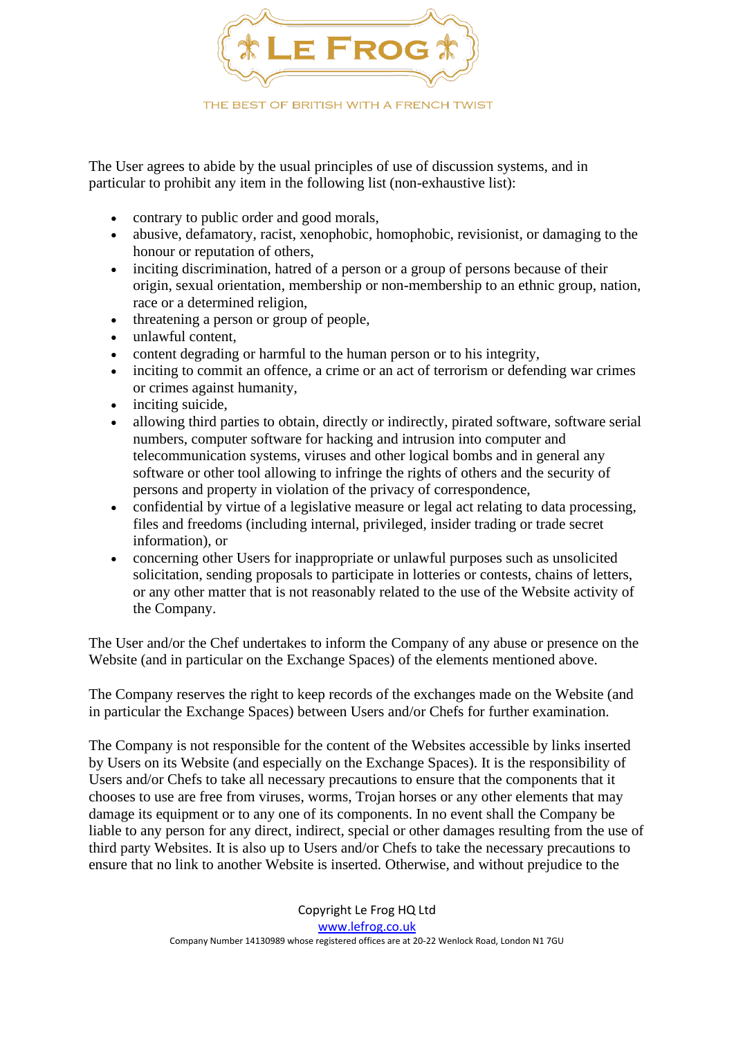The User agrees to abide by the usual principles of use of discussion systems, and in particular to prohibit any item in the following list (non-exhaustive list):

- contrary to public order and good morals,
- abusive, defamatory, racist, xenophobic, homophobic, revisionist, or damaging to the honour or reputation of others,
- inciting discrimination, hatred of a person or a group of persons because of their origin, sexual orientation, membership or non-membership to an ethnic group, nation, race or a determined religion,
- threatening a person or group of people,
- unlawful content,
- content degrading or harmful to the human person or to his integrity,
- inciting to commit an offence, a crime or an act of terrorism or defending war crimes or crimes against humanity,
- inciting suicide,
- allowing third parties to obtain, directly or indirectly, pirated software, software serial numbers, computer software for hacking and intrusion into computer and telecommunication systems, viruses and other logical bombs and in general any software or other tool allowing to infringe the rights of others and the security of persons and property in violation of the privacy of correspondence,
- confidential by virtue of a legislative measure or legal act relating to data processing, files and freedoms (including internal, privileged, insider trading or trade secret information), or
- concerning other Users for inappropriate or unlawful purposes such as unsolicited solicitation, sending proposals to participate in lotteries or contests, chains of letters, or any other matter that is not reasonably related to the use of the Website activity of the Company.

The User and/or the Chef undertakes to inform the Company of any abuse or presence on the Website (and in particular on the Exchange Spaces) of the elements mentioned above.

The Company reserves the right to keep records of the exchanges made on the Website (and in particular the Exchange Spaces) between Users and/or Chefs for further examination.

The Company is not responsible for the content of the Websites accessible by links inserted by Users on its Website (and especially on the Exchange Spaces). It is the responsibility of Users and/or Chefs to take all necessary precautions to ensure that the components that it chooses to use are free from viruses, worms, Trojan horses or any other elements that may damage its equipment or to any one of its components. In no event shall the Company be liable to any person for any direct, indirect, special or other damages resulting from the use of third party Websites. It is also up to Users and/or Chefs to take the necessary precautions to ensure that no link to another Website is inserted. Otherwise, and without prejudice to the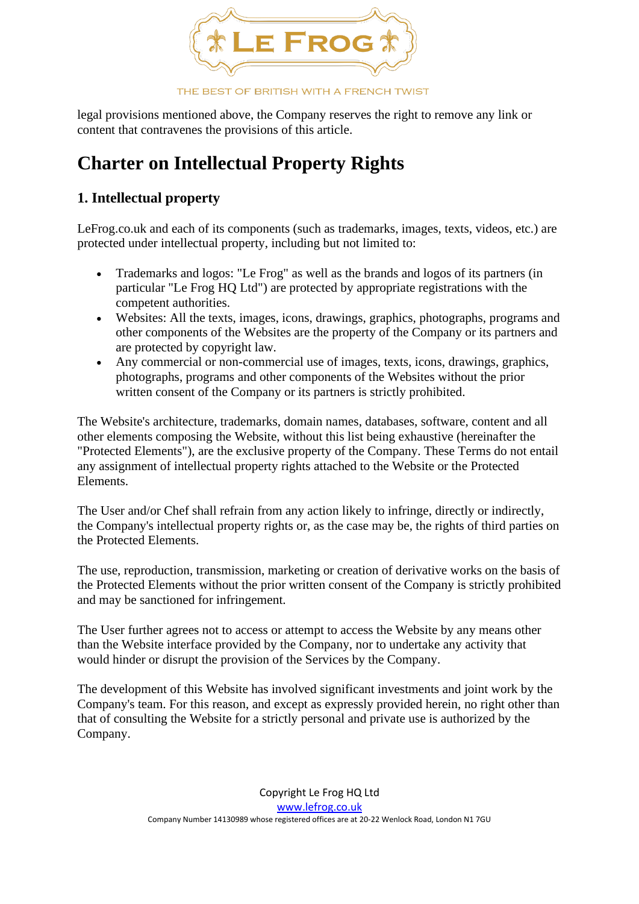legal provisions mentioned above, the Company reserves the right to remove any link or content that contravenes the provisions of this article.

# Charter on Intellectual Property Rights

## 1. Intellectual property

LeFrog.co.uk and each of its components (such as trademarks, images, texts, videos, etc.) are protected under intellectual property, including but not limited to:

- Trademarks and logos: "Le Frog" as well as the brands and logos of its partners (in particular "Le Frog HQ Ltd") are protected by appropriate registrations with the competent authorities.
- Websites: All the texts, images, icons, drawings, graphics, photographs, programs and other components of the Websites are the property of the Company or its partners and are protected by copyright law.
- Any commercial or non-commercial use of images, texts, icons, drawings, graphics, photographs, programs and other components of the Websites without the prior written consent of the Company or its partners is strictly prohibited.

The Website's architecture, trademarks, domain names, databases, software, content and all other elements composing the Website, without this list being exhaustive (hereinafter the "Protected Elements"), are the exclusive property of the Company. These Terms do not entail any assignment of intellectual property rights attached to the Website or the Protected Elements.

The User and/or Chef shall refrain from any action likely to infringe, directly or indirectly, the Company's intellectual property rights or, as the case may be, the rights of third parties on the Protected Elements.

The use, reproduction, transmission, marketing or creation of derivative works on the basis of the Protected Elements without the prior written consent of the Company is strictly prohibited and may be sanctioned for infringement.

The User further agrees not to access or attempt to access the Website by any means other than the Website interface provided by the Company, nor to undertake any activity that would hinder or disrupt the provision of the Services by the Company.

The development of this Website has involved significant investments and joint work by the Company's team. For this reason, and except as expressly provided herein, no right other than that of consulting the Website for a strictly personal and private use is authorized by the Company.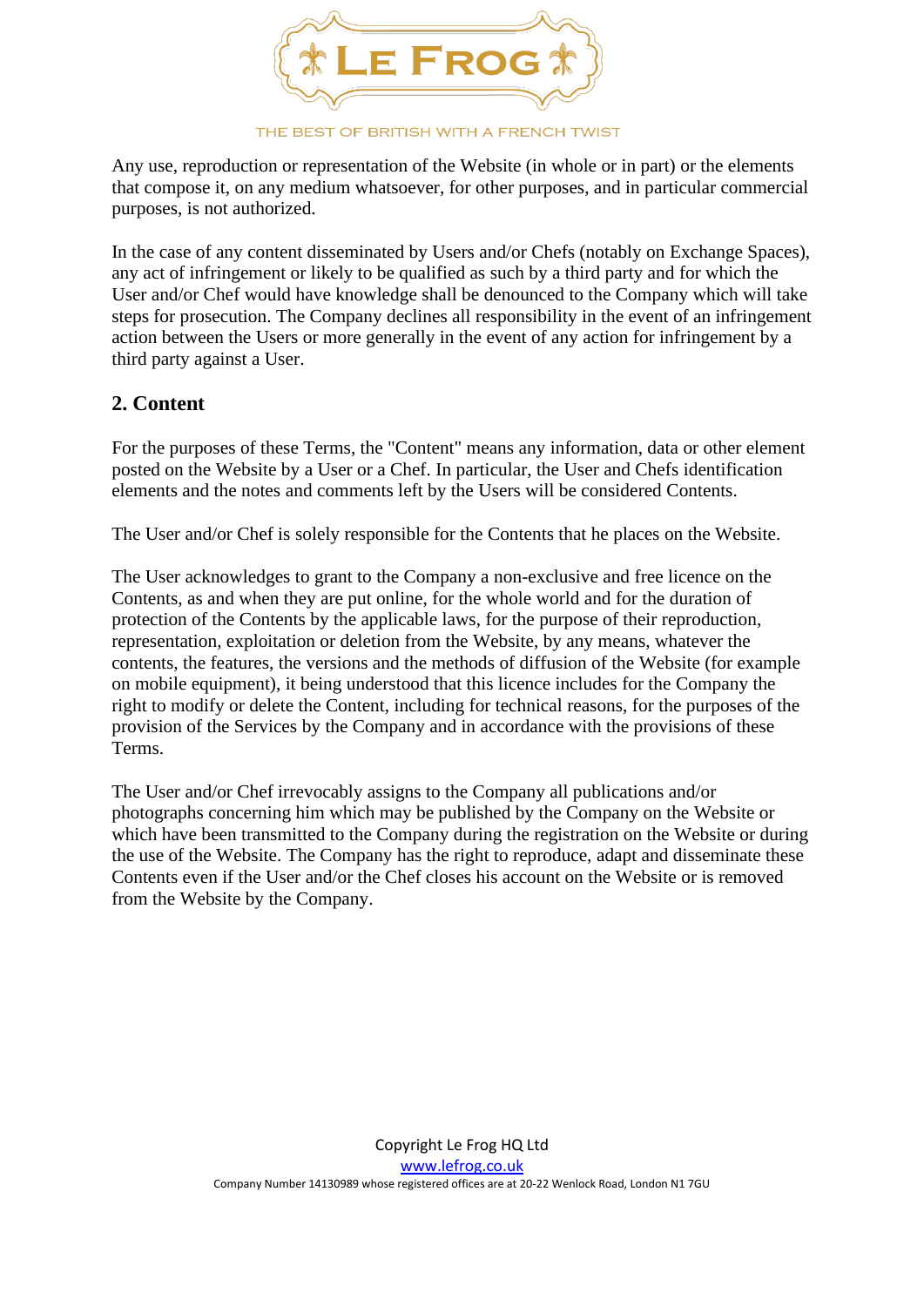Any use, reproduction or representation of the Website (in whole or in part) or the elements that compose it, on any medium whatsoever, for other purposes, and in particular commercial purposes, is not authorized.

In the case of any content disseminated by Users and/or Chefs (notably on Exchange Spaces), any act of infringement or likely to be qualified as such by a third party and for which the User and/or Chef would have knowledge shall be denounced to the Company which will take steps for prosecution. The Company declines all responsibility in the event of an infringement action between the Users or more generally in the event of any action for infringement by a third party against a User.

## 2. Content

For the purposes of these Terms, the "Content" means any information, data or other element posted on the Website by a User or a Chef. In particular, the User and Chefs identification elements and the notes and comments left by the Users will be considered Contents.

The User and/or Chef is solely responsible for the Contents that he places on the Website.

The User acknowledges to grant to the Company a non-exclusive and free licence on the Contents, as and when they are put online, for the whole world and for the duration of protection of the Contents by the applicable laws, for the purpose of their reproduction, representation, exploitation or deletion from the Website, by any means, whatever the contents, the features, the versions and the methods of diffusion of the Website (for example on mobile equipment), it being understood that this licence includes for the Company the right to modify or delete the Content, including for technical reasons, for the purposes of the provision of the Services by the Company and in accordance with the provisions of these Terms.

The User and/or Chef irrevocably assigns to the Company all publications and/or photographs concerning him which may be published by the Company on the Website or which have been transmitted to the Company during the registration on the Website or during the use of the Website. The Company has the right to reproduce, adapt and disseminate these Contents even if the User and/or the Chef closes his account on the Website or is removed from the Website by the Company.